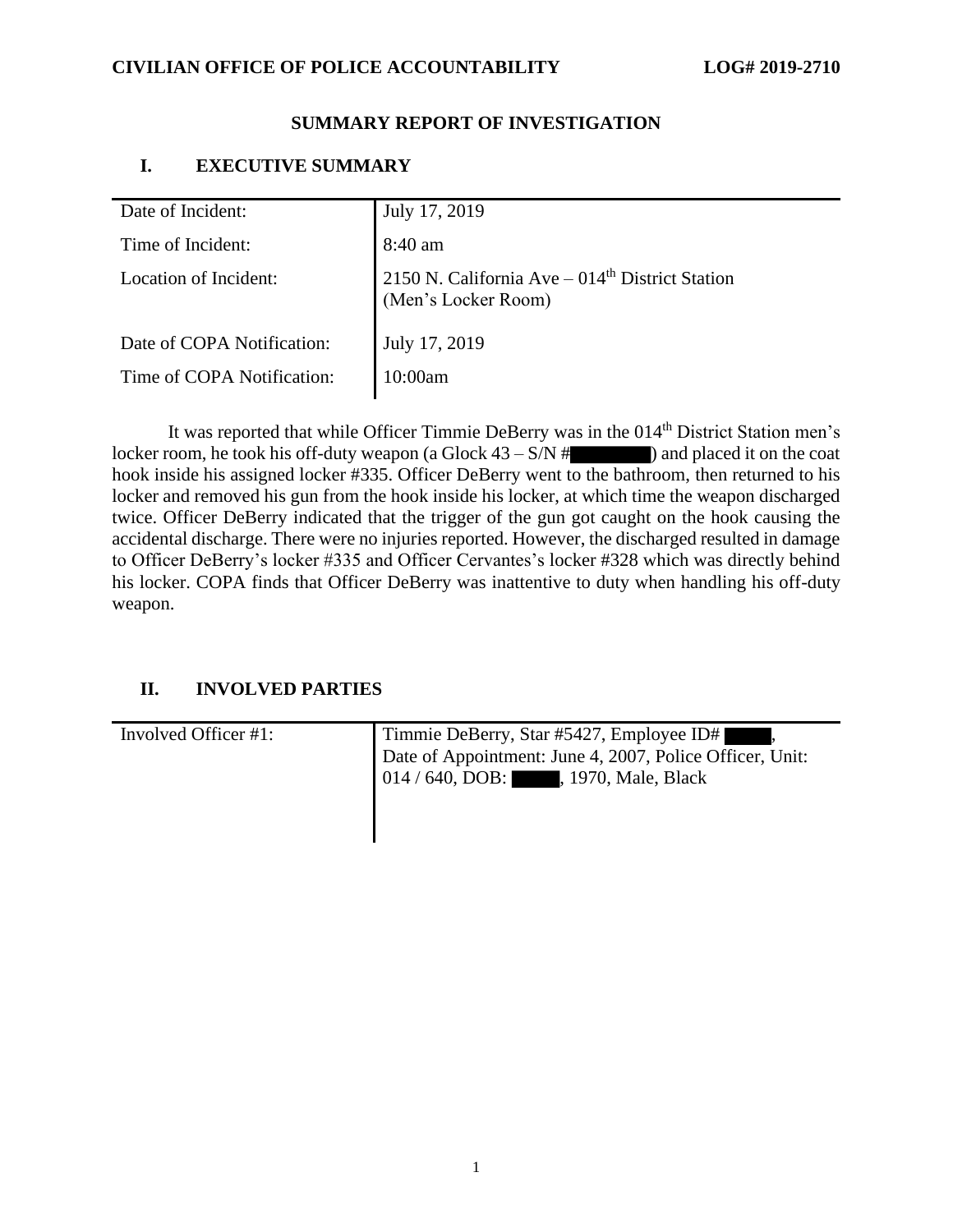**CIVILIAN OFFICE OF POLICE ACCOUNTABILITY** **LOG# 2019-2710**

## SUMMARY REPORT OF INVESTIGATION

## I. EXECUTIVE SUMMARY

| | |
|---|---|
| Date of Incident: | July 17, 2019 |
| Time of Incident: | 8:40 am |
| Location of Incident: | 2150 N. California Ave – 014th District Station (Men's Locker Room) |
| Date of COPA Notification: | July 17, 2019 |
| Time of COPA Notification: | 10:00am |

It was reported that while Officer Timmie DeBerry was in the 014th District Station men's locker room, he took his off-duty weapon (a Glock 43 – S/N # ) and placed it on the coat hook inside his assigned locker #335. Officer DeBerry went to the bathroom, then returned to his locker and removed his gun from the hook inside his locker, at which time the weapon discharged twice. Officer DeBerry indicated that the trigger of the gun got caught on the hook causing the accidental discharge. There were no injuries reported. However, the discharged resulted in damage to Officer DeBerry's locker #335 and Officer Cervantes's locker #328 which was directly behind his locker. COPA finds that Officer DeBerry was inattentive to duty when handling his off-duty weapon.

## II. INVOLVED PARTIES

| | |
|---|---|
| Involved Officer #1: | Timmie DeBerry, Star #5427, Employee ID# , Date of Appointment: June 4, 2007, Police Officer, Unit: 014 / 640, DOB: , 1970, Male, Black |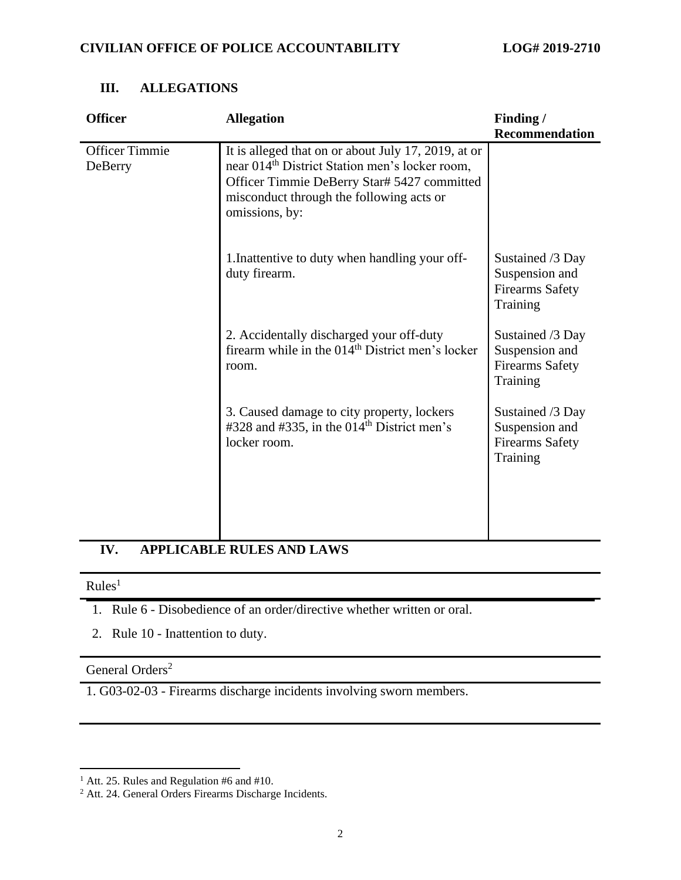## III. ALLEGATIONS

| Officer | Allegation | Finding / Recommendation |
|---|---|---|
| Officer Timmie DeBerry | It is alleged that on or about July 17, 2019, at or near 014th District Station men's locker room, Officer Timmie DeBerry Star# 5427 committed misconduct through the following acts or omissions, by: | |
| | 1.Inattentive to duty when handling your off-duty firearm. | Sustained /3 Day Suspension and Firearms Safety Training |
| | 2. Accidentally discharged your off-duty firearm while in the 014th District men's locker room. | Sustained /3 Day Suspension and Firearms Safety Training |
| | 3. Caused damage to city property, lockers #328 and #335, in the 014th District men's locker room. | Sustained /3 Day Suspension and Firearms Safety Training |

## IV. APPLICABLE RULES AND LAWS

Rules[1]

1. Rule 6 - Disobedience of an order/directive whether written or oral.
2. Rule 10 - Inattention to duty.

General Orders[2]

1. G03-02-03 - Firearms discharge incidents involving sworn members.

---

[1] Att. 25. Rules and Regulation #6 and #10.

[2] Att. 24. General Orders Firearms Discharge Incidents.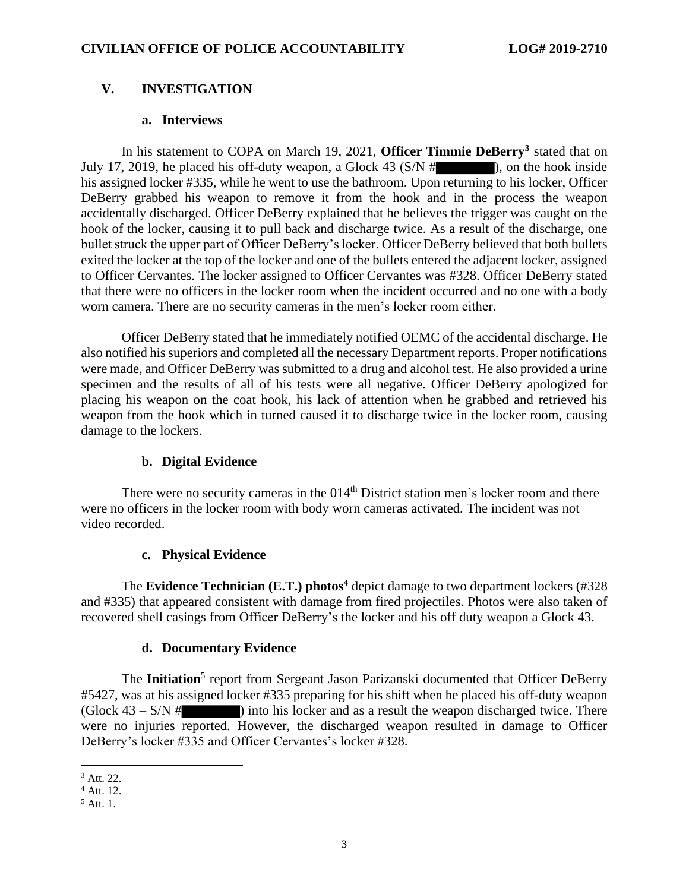## V. INVESTIGATION

### a. Interviews

In his statement to COPA on March 19, 2021, **Officer Timmie DeBerry**[3] stated that on July 17, 2019, he placed his off-duty weapon, a Glock 43 (S/N #████████), on the hook inside his assigned locker #335, while he went to use the bathroom. Upon returning to his locker, Officer DeBerry grabbed his weapon to remove it from the hook and in the process the weapon accidentally discharged. Officer DeBerry explained that he believes the trigger was caught on the hook of the locker, causing it to pull back and discharge twice. As a result of the discharge, one bullet struck the upper part of Officer DeBerry's locker. Officer DeBerry believed that both bullets exited the locker at the top of the locker and one of the bullets entered the adjacent locker, assigned to Officer Cervantes. The locker assigned to Officer Cervantes was #328. Officer DeBerry stated that there were no officers in the locker room when the incident occurred and no one with a body worn camera. There are no security cameras in the men's locker room either.

Officer DeBerry stated that he immediately notified OEMC of the accidental discharge. He also notified his superiors and completed all the necessary Department reports. Proper notifications were made, and Officer DeBerry was submitted to a drug and alcohol test. He also provided a urine specimen and the results of all of his tests were all negative. Officer DeBerry apologized for placing his weapon on the coat hook, his lack of attention when he grabbed and retrieved his weapon from the hook which in turned caused it to discharge twice in the locker room, causing damage to the lockers.

### b. Digital Evidence

There were no security cameras in the 014th District station men's locker room and there were no officers in the locker room with body worn cameras activated. The incident was not video recorded.

### c. Physical Evidence

The **Evidence Technician (E.T.) photos**[4] depict damage to two department lockers (#328 and #335) that appeared consistent with damage from fired projectiles. Photos were also taken of recovered shell casings from Officer DeBerry's the locker and his off duty weapon a Glock 43.

### d. Documentary Evidence

The **Initiation**[5] report from Sergeant Jason Parizanski documented that Officer DeBerry #5427, was at his assigned locker #335 preparing for his shift when he placed his off-duty weapon (Glock 43 – S/N #████████) into his locker and as a result the weapon discharged twice. There were no injuries reported. However, the discharged weapon resulted in damage to Officer DeBerry's locker #335 and Officer Cervantes's locker #328.

---

[3] Att. 22.

[4] Att. 12.

[5] Att. 1.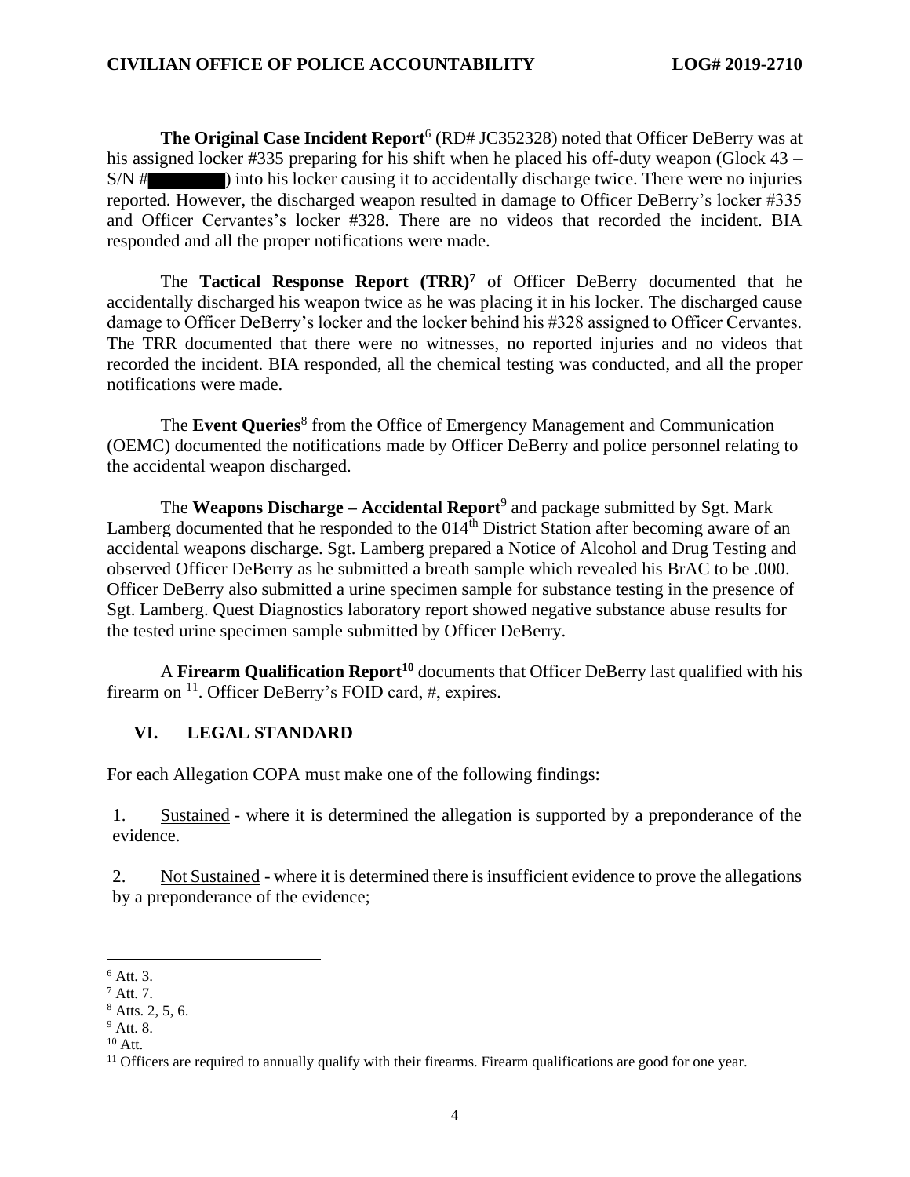**The Original Case Incident Report**[6] (RD# JC352328) noted that Officer DeBerry was at his assigned locker #335 preparing for his shift when he placed his off-duty weapon (Glock 43 – S/N #████) into his locker causing it to accidentally discharge twice. There were no injuries reported. However, the discharged weapon resulted in damage to Officer DeBerry's locker #335 and Officer Cervantes's locker #328. There are no videos that recorded the incident. BIA responded and all the proper notifications were made.

The **Tactical Response Report (TRR)**[7] of Officer DeBerry documented that he accidentally discharged his weapon twice as he was placing it in his locker. The discharged cause damage to Officer DeBerry's locker and the locker behind his #328 assigned to Officer Cervantes. The TRR documented that there were no witnesses, no reported injuries and no videos that recorded the incident. BIA responded, all the chemical testing was conducted, and all the proper notifications were made.

The **Event Queries**[8] from the Office of Emergency Management and Communication (OEMC) documented the notifications made by Officer DeBerry and police personnel relating to the accidental weapon discharged.

The **Weapons Discharge – Accidental Report**[9] and package submitted by Sgt. Mark Lamberg documented that he responded to the 014th District Station after becoming aware of an accidental weapons discharge. Sgt. Lamberg prepared a Notice of Alcohol and Drug Testing and observed Officer DeBerry as he submitted a breath sample which revealed his BrAC to be .000. Officer DeBerry also submitted a urine specimen sample for substance testing in the presence of Sgt. Lamberg. Quest Diagnostics laboratory report showed negative substance abuse results for the tested urine specimen sample submitted by Officer DeBerry.

A **Firearm Qualification Report**[10] documents that Officer DeBerry last qualified with his firearm on [11]. Officer DeBerry's FOID card, #, expires.

## VI. LEGAL STANDARD

For each Allegation COPA must make one of the following findings:

1. Sustained - where it is determined the allegation is supported by a preponderance of the evidence.

2. Not Sustained - where it is determined there is insufficient evidence to prove the allegations by a preponderance of the evidence;

---

[6] Att. 3.

[7] Att. 7.

[8] Atts. 2, 5, 6.

[9] Att. 8.

[10] Att.

[11] Officers are required to annually qualify with their firearms. Firearm qualifications are good for one year.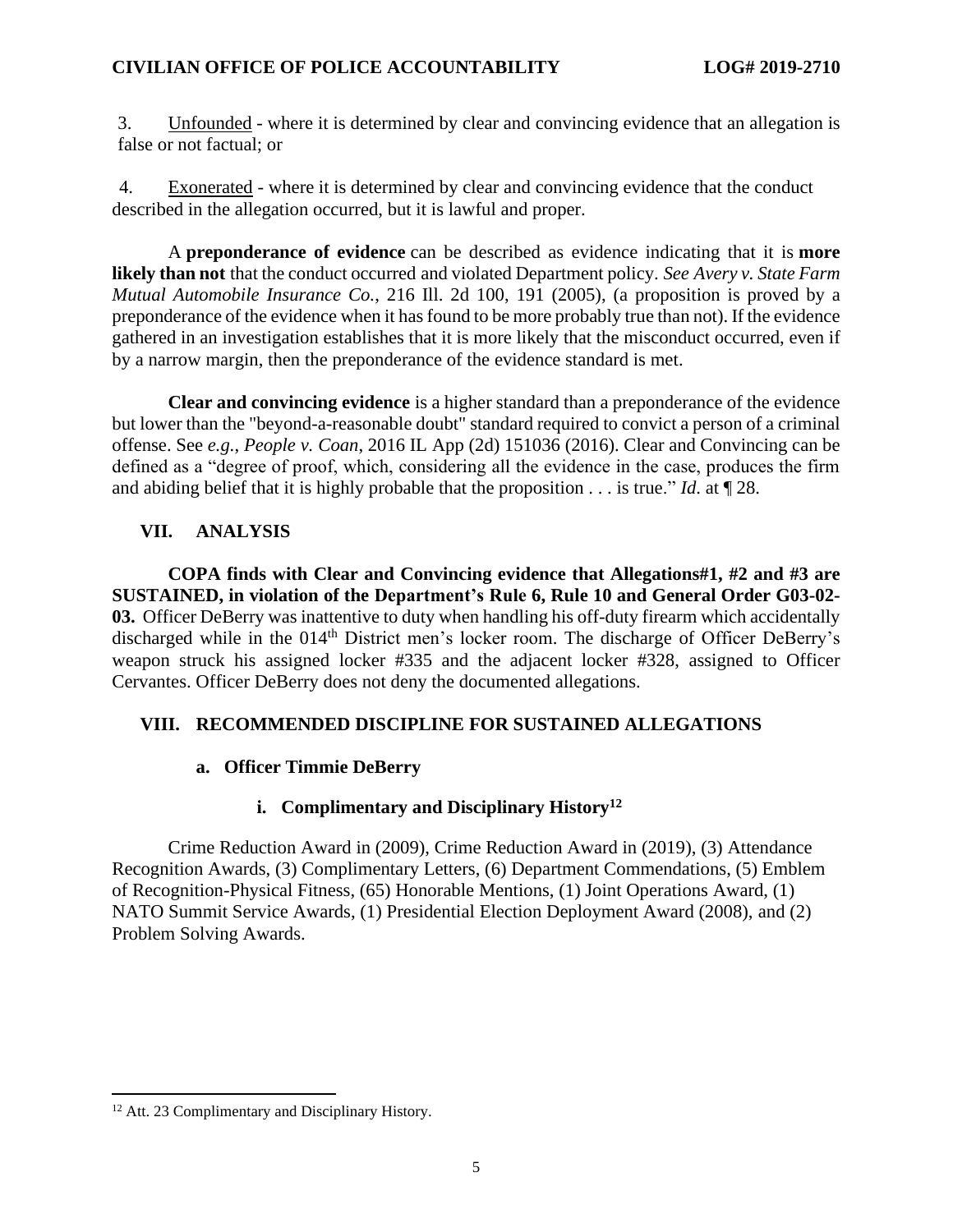3. Unfounded - where it is determined by clear and convincing evidence that an allegation is false or not factual; or

4. Exonerated - where it is determined by clear and convincing evidence that the conduct described in the allegation occurred, but it is lawful and proper.

A **preponderance of evidence** can be described as evidence indicating that it is **more likely than not** that the conduct occurred and violated Department policy. *See Avery v. State Farm Mutual Automobile Insurance Co.*, 216 Ill. 2d 100, 191 (2005), (a proposition is proved by a preponderance of the evidence when it has found to be more probably true than not). If the evidence gathered in an investigation establishes that it is more likely that the misconduct occurred, even if by a narrow margin, then the preponderance of the evidence standard is met.

**Clear and convincing evidence** is a higher standard than a preponderance of the evidence but lower than the "beyond-a-reasonable doubt" standard required to convict a person of a criminal offense. See *e.g.*, *People v. Coan*, 2016 IL App (2d) 151036 (2016). Clear and Convincing can be defined as a "degree of proof, which, considering all the evidence in the case, produces the firm and abiding belief that it is highly probable that the proposition . . . is true." *Id*. at ¶ 28.

## VII. ANALYSIS

**COPA finds with Clear and Convincing evidence that Allegations#1, #2 and #3 are SUSTAINED, in violation of the Department's Rule 6, Rule 10 and General Order G03-02-03.** Officer DeBerry was inattentive to duty when handling his off-duty firearm which accidentally discharged while in the 014th District men's locker room. The discharge of Officer DeBerry's weapon struck his assigned locker #335 and the adjacent locker #328, assigned to Officer Cervantes. Officer DeBerry does not deny the documented allegations.

## VIII. RECOMMENDED DISCIPLINE FOR SUSTAINED ALLEGATIONS

### a. Officer Timmie DeBerry

#### i. Complimentary and Disciplinary History[12]

Crime Reduction Award in (2009), Crime Reduction Award in (2019), (3) Attendance Recognition Awards, (3) Complimentary Letters, (6) Department Commendations, (5) Emblem of Recognition-Physical Fitness, (65) Honorable Mentions, (1) Joint Operations Award, (1) NATO Summit Service Awards, (1) Presidential Election Deployment Award (2008), and (2) Problem Solving Awards.

[12] Att. 23 Complimentary and Disciplinary History.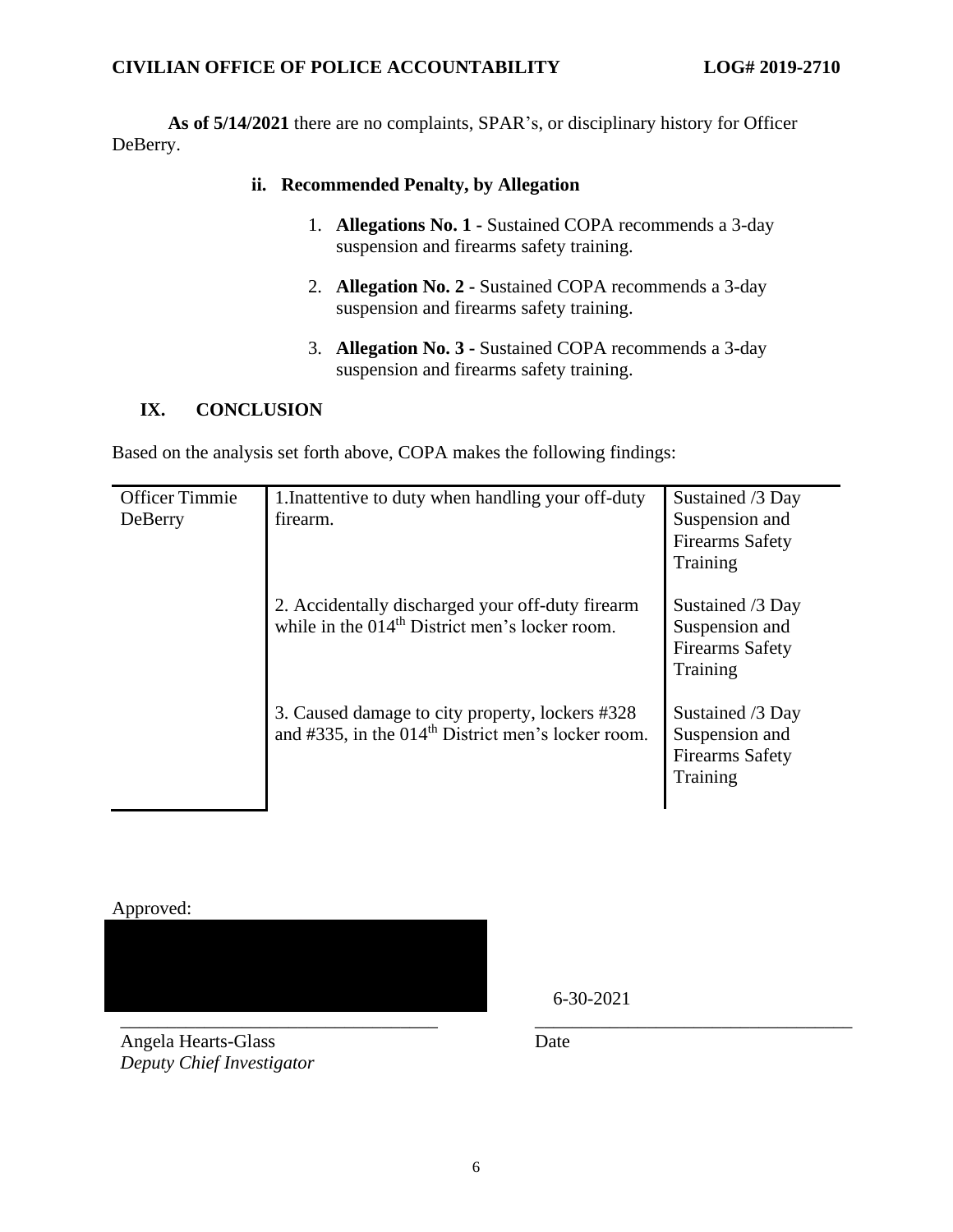**As of 5/14/2021** there are no complaints, SPAR's, or disciplinary history for Officer DeBerry.

### ii. Recommended Penalty, by Allegation

1. **Allegations No. 1 -** Sustained COPA recommends a 3-day suspension and firearms safety training.
2. **Allegation No. 2 -** Sustained COPA recommends a 3-day suspension and firearms safety training.
3. **Allegation No. 3 -** Sustained COPA recommends a 3-day suspension and firearms safety training.

## IX. CONCLUSION

Based on the analysis set forth above, COPA makes the following findings:

| | | |
|---|---|---|
| Officer Timmie DeBerry | 1. Inattentive to duty when handling your off-duty firearm. | Sustained /3 Day Suspension and Firearms Safety Training |
| | 2. Accidentally discharged your off-duty firearm while in the 014th District men's locker room. | Sustained /3 Day Suspension and Firearms Safety Training |
| | 3. Caused damage to city property, lockers #328 and #335, in the 014th District men's locker room. | Sustained /3 Day Suspension and Firearms Safety Training |

Approved:

6-30-2021

Angela Hearts-Glass
*Deputy Chief Investigator*

Date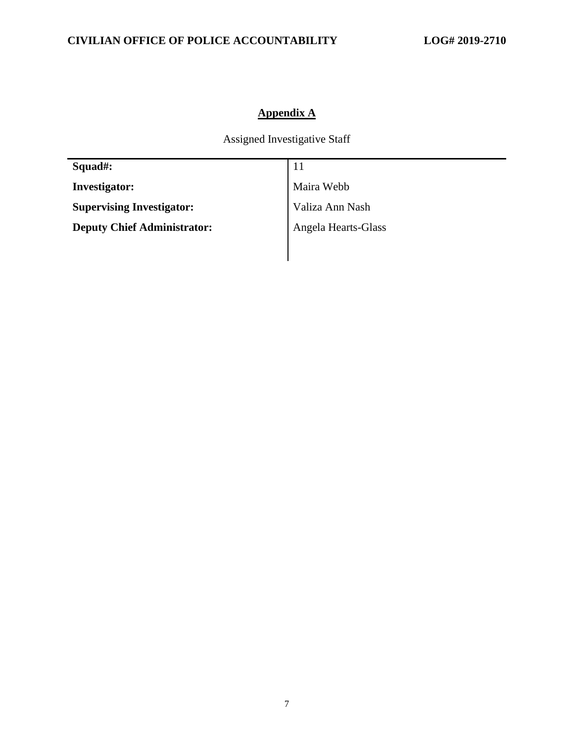## Appendix A

Assigned Investigative Staff

| | |
|---|---|
| **Squad#:** | 11 |
| **Investigator:** | Maira Webb |
| **Supervising Investigator:** | Valiza Ann Nash |
| **Deputy Chief Administrator:** | Angela Hearts-Glass |